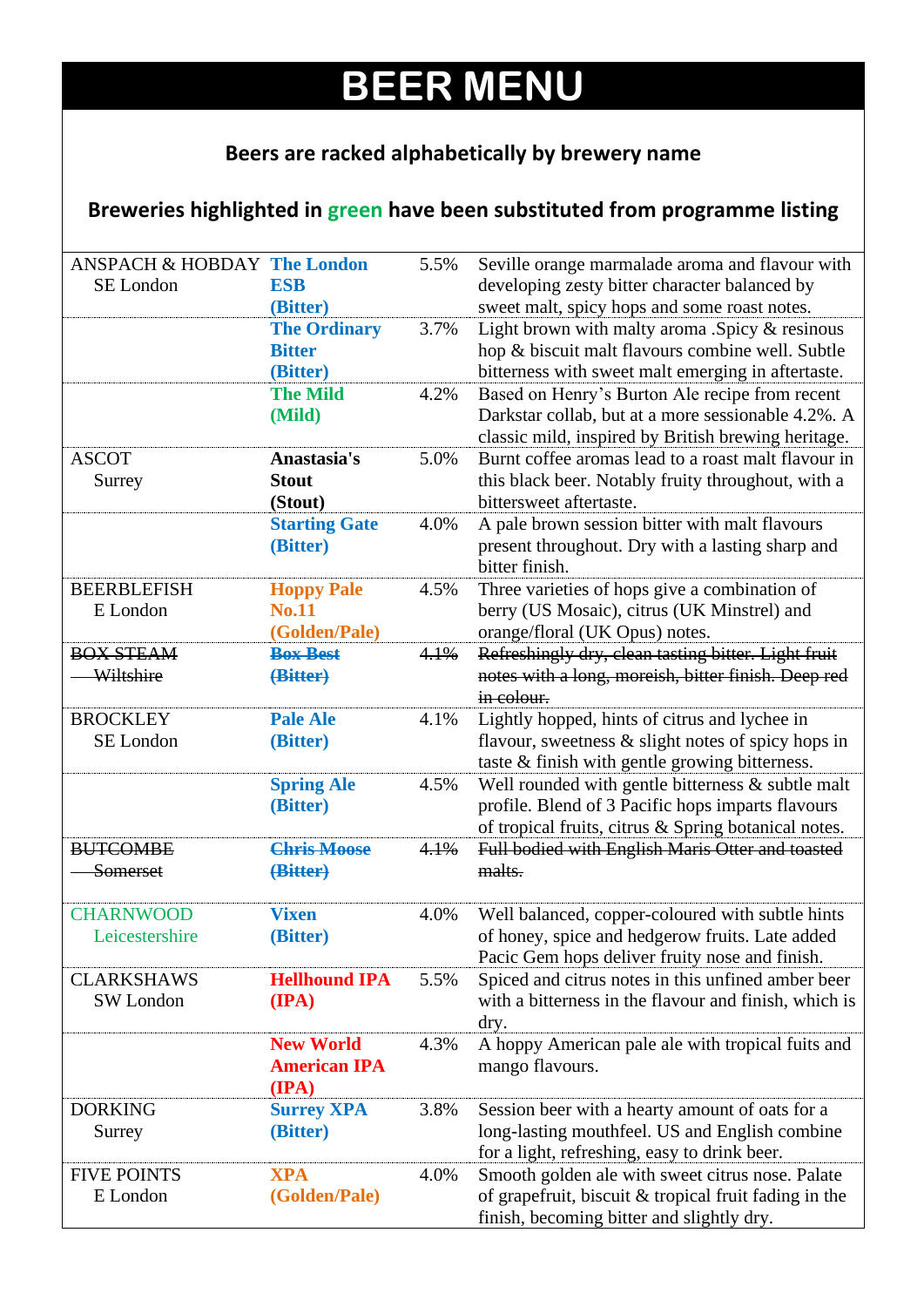# BEER MENU

**Beers are racked alphabetically by brewery name**

**Breweries highlighted in green have been substituted from programme listing**

| Brewery | Beer | ABV | Description |
|---|---|---|---|
| ANSPACH & HOBDAY<br>SE London | **The London ESB (Bitter)** | 5.5% | Seville orange marmalade aroma and flavour with developing zesty bitter character balanced by sweet malt, spicy hops and some roast notes. |
| | **The Ordinary Bitter (Bitter)** | 3.7% | Light brown with malty aroma .Spicy & resinous hop & biscuit malt flavours combine well. Subtle bitterness with sweet malt emerging in aftertaste. |
| | **The Mild (Mild)** | 4.2% | Based on Henry's Burton Ale recipe from recent Darkstar collab, but at a more sessionable 4.2%. A classic mild, inspired by British brewing heritage. |
| ASCOT<br>Surrey | **Anastasia's Stout (Stout)** | 5.0% | Burnt coffee aromas lead to a roast malt flavour in this black beer. Notably fruity throughout, with a bittersweet aftertaste. |
| | **Starting Gate (Bitter)** | 4.0% | A pale brown session bitter with malt flavours present throughout. Dry with a lasting sharp and bitter finish. |
| BEERBLEFISH<br>E London | **Hoppy Pale No.11 (Golden/Pale)** | 4.5% | Three varieties of hops give a combination of berry (US Mosaic), citrus (UK Minstrel) and orange/floral (UK Opus) notes. |
| ~~BOX STEAM~~<br>~~Wiltshire~~ | ~~**Box Best (Bitter)**~~ | ~~4.1%~~ | ~~Refreshingly dry, clean tasting bitter. Light fruit notes with a long, moreish, bitter finish. Deep red in colour.~~ |
| BROCKLEY<br>SE London | **Pale Ale (Bitter)** | 4.1% | Lightly hopped, hints of citrus and lychee in flavour, sweetness & slight notes of spicy hops in taste & finish with gentle growing bitterness. |
| | **Spring Ale (Bitter)** | 4.5% | Well rounded with gentle bitterness & subtle malt profile. Blend of 3 Pacific hops imparts flavours of tropical fruits, citrus & Spring botanical notes. |
| ~~BUTCOMBE~~<br>~~Somerset~~ | ~~**Chris Moose (Bitter)**~~ | ~~4.1%~~ | ~~Full bodied with English Maris Otter and toasted malts.~~ |
| CHARNWOOD<br>Leicestershire | **Vixen (Bitter)** | 4.0% | Well balanced, copper-coloured with subtle hints of honey, spice and hedgerow fruits. Late added Pacic Gem hops deliver fruity nose and finish. |
| CLARKSHAWS<br>SW London | **Hellhound IPA (IPA)** | 5.5% | Spiced and citrus notes in this unfined amber beer with a bitterness in the flavour and finish, which is dry. |
| | **New World American IPA (IPA)** | 4.3% | A hoppy American pale ale with tropical fuits and mango flavours. |
| DORKING<br>Surrey | **Surrey XPA (Bitter)** | 3.8% | Session beer with a hearty amount of oats for a long-lasting mouthfeel. US and English combine for a light, refreshing, easy to drink beer. |
| FIVE POINTS<br>E London | **XPA (Golden/Pale)** | 4.0% | Smooth golden ale with sweet citrus nose. Palate of grapefruit, biscuit & tropical fruit fading in the finish, becoming bitter and slightly dry. |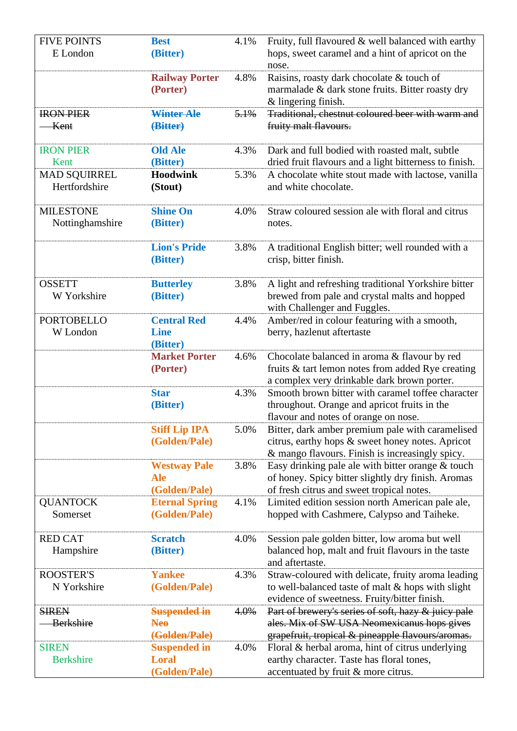| | | | |
|---|---|---|---|
| FIVE POINTS<br>E London | **Best (Bitter)** | 4.1% | Fruity, full flavoured & well balanced with earthy hops, sweet caramel and a hint of apricot on the nose. |
| | **Railway Porter (Porter)** | 4.8% | Raisins, roasty dark chocolate & touch of marmalade & dark stone fruits. Bitter roasty dry & lingering finish. |
| ~~IRON PIER<br>Kent~~ | ~~**Winter Ale (Bitter)**~~ | ~~5.1%~~ | ~~Traditional, chestnut coloured beer with warm and fruity malt flavours.~~ |
| IRON PIER<br>Kent | **Old Ale (Bitter)** | 4.3% | Dark and full bodied with roasted malt, subtle dried fruit flavours and a light bitterness to finish. |
| MAD SQUIRREL<br>Hertfordshire | **Hoodwink (Stout)** | 5.3% | A chocolate white stout made with lactose, vanilla and white chocolate. |
| MILESTONE<br>Nottinghamshire | **Shine On (Bitter)** | 4.0% | Straw coloured session ale with floral and citrus notes. |
| | **Lion's Pride (Bitter)** | 3.8% | A traditional English bitter; well rounded with a crisp, bitter finish. |
| OSSETT<br>W Yorkshire | **Butterley (Bitter)** | 3.8% | A light and refreshing traditional Yorkshire bitter brewed from pale and crystal malts and hopped with Challenger and Fuggles. |
| PORTOBELLO<br>W London | **Central Red Line (Bitter)** | 4.4% | Amber/red in colour featuring with a smooth, berry, hazlenut aftertaste |
| | **Market Porter (Porter)** | 4.6% | Chocolate balanced in aroma & flavour by red fruits & tart lemon notes from added Rye creating a complex very drinkable dark brown porter. |
| | **Star (Bitter)** | 4.3% | Smooth brown bitter with caramel toffee character throughout. Orange and apricot fruits in the flavour and notes of orange on nose. |
| | **Stiff Lip IPA (Golden/Pale)** | 5.0% | Bitter, dark amber premium pale with caramelised citrus, earthy hops & sweet honey notes. Apricot & mango flavours. Finish is increasingly spicy. |
| | **Westway Pale Ale (Golden/Pale)** | 3.8% | Easy drinking pale ale with bitter orange & touch of honey. Spicy bitter slightly dry finish. Aromas of fresh citrus and sweet tropical notes. |
| QUANTOCK<br>Somerset | **Eternal Spring (Golden/Pale)** | 4.1% | Limited edition session north American pale ale, hopped with Cashmere, Calypso and Taiheke. |
| RED CAT<br>Hampshire | **Scratch (Bitter)** | 4.0% | Session pale golden bitter, low aroma but well balanced hop, malt and fruit flavours in the taste and aftertaste. |
| ROOSTER'S<br>N Yorkshire | **Yankee (Golden/Pale)** | 4.3% | Straw-coloured with delicate, fruity aroma leading to well-balanced taste of malt & hops with slight evidence of sweetness. Fruity/bitter finish. |
| ~~SIREN<br>Berkshire~~ | ~~**Suspended in Neo (Golden/Pale)**~~ | ~~4.0%~~ | ~~Part of brewery's series of soft, hazy & juicy pale ales. Mix of SW USA Neomexicanus hops gives grapefruit, tropical & pineapple flavours/aromas.~~ |
| SIREN<br>Berkshire | **Suspended in Loral (Golden/Pale)** | 4.0% | Floral & herbal aroma, hint of citrus underlying earthy character. Taste has floral tones, accentuated by fruit & more citrus. |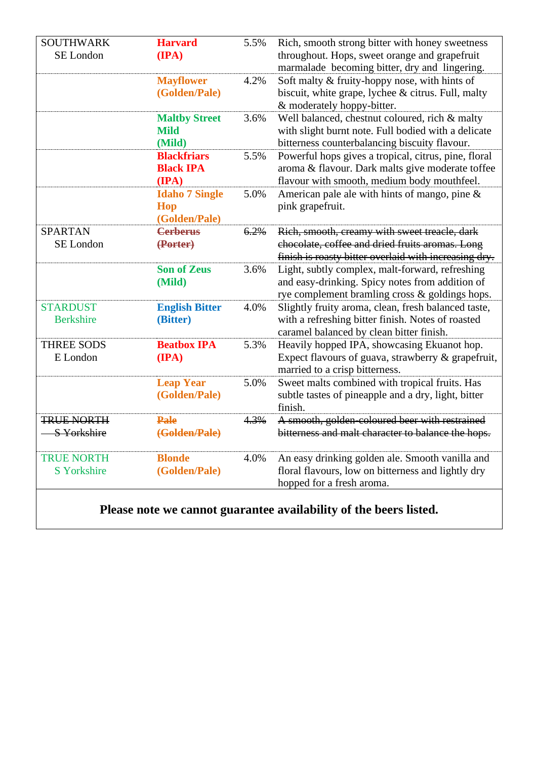| | | | |
|---|---|---|---|
| SOUTHWARK<br>SE London | **Harvard (IPA)** | 5.5% | Rich, smooth strong bitter with honey sweetness throughout. Hops, sweet orange and grapefruit marmalade becoming bitter, dry and lingering. |
| | **Mayflower (Golden/Pale)** | 4.2% | Soft malty & fruity-hoppy nose, with hints of biscuit, white grape, lychee & citrus. Full, malty & moderately hoppy-bitter. |
| | **Maltby Street Mild (Mild)** | 3.6% | Well balanced, chestnut coloured, rich & malty with slight burnt note. Full bodied with a delicate bitterness counterbalancing biscuity flavour. |
| | **Blackfriars Black IPA (IPA)** | 5.5% | Powerful hops gives a tropical, citrus, pine, floral aroma & flavour. Dark malts give moderate toffee flavour with smooth, medium body mouthfeel. |
| | **Idaho 7 Single Hop (Golden/Pale)** | 5.0% | American pale ale with hints of mango, pine & pink grapefruit. |
| SPARTAN<br>SE London | ~~**Cerberus (Porter)**~~ | ~~6.2%~~ | ~~Rich, smooth, creamy with sweet treacle, dark chocolate, coffee and dried fruits aromas. Long finish is roasty bitter overlaid with increasing dry.~~ |
| | **Son of Zeus (Mild)** | 3.6% | Light, subtly complex, malt-forward, refreshing and easy-drinking. Spicy notes from addition of rye complement bramling cross & goldings hops. |
| STARDUST<br>Berkshire | **English Bitter (Bitter)** | 4.0% | Slightly fruity aroma, clean, fresh balanced taste, with a refreshing bitter finish. Notes of roasted caramel balanced by clean bitter finish. |
| THREE SODS<br>E London | **Beatbox IPA (IPA)** | 5.3% | Heavily hopped IPA, showcasing Ekuanot hop. Expect flavours of guava, strawberry & grapefruit, married to a crisp bitterness. |
| | **Leap Year (Golden/Pale)** | 5.0% | Sweet malts combined with tropical fruits. Has subtle tastes of pineapple and a dry, light, bitter finish. |
| ~~TRUE NORTH<br>S Yorkshire~~ | ~~**Pale (Golden/Pale)**~~ | ~~4.3%~~ | ~~A smooth, golden-coloured beer with restrained bitterness and malt character to balance the hops.~~ |
| TRUE NORTH<br>S Yorkshire | **Blonde (Golden/Pale)** | 4.0% | An easy drinking golden ale. Smooth vanilla and floral flavours, low on bitterness and lightly dry hopped for a fresh aroma. |

**Please note we cannot guarantee availability of the beers listed.**